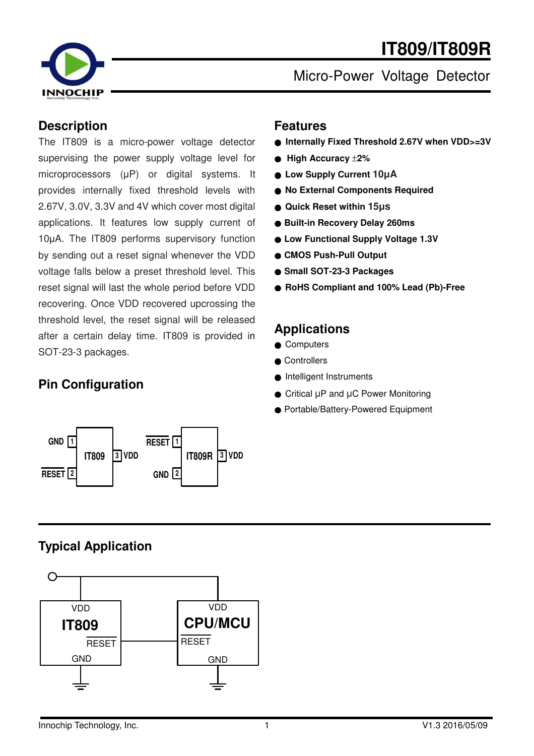# IT809/IT809R

Micro-Power Voltage Detector

## Description

The IT809 is a micro-power voltage detector supervising the power supply voltage level for microprocessors (μP) or digital systems. It provides internally fixed threshold levels with 2.67V, 3.0V, 3.3V and 4V which cover most digital applications. It features low supply current of 10μA. The IT809 performs supervisory function by sending out a reset signal whenever the VDD voltage falls below a preset threshold level. This reset signal will last the whole period before VDD recovering. Once VDD recovered upcrossing the threshold level, the reset signal will be released after a certain delay time. IT809 is provided in SOT-23-3 packages.

## Features

- **Internally Fixed Threshold 2.67V when VDD>=3V**
- **High Accuracy ±2%**
- **Low Supply Current 10μA**
- **No External Components Required**
- **Quick Reset within 15μs**
- **Built-in Recovery Delay 260ms**
- **Low Functional Supply Voltage 1.3V**
- **CMOS Push-Pull Output**
- **Small SOT-23-3 Packages**
- **RoHS Compliant and 100% Lead (Pb)-Free**

## Applications

- Computers
- Controllers
- Intelligent Instruments
- Critical μP and μC Power Monitoring
- Portable/Battery-Powered Equipment

## Pin Configuration

IT809: GND (1), $\overline{\text{RESET}}$ (2), VDD (3)

IT809R: $\overline{\text{RESET}}$ (1), GND (2), VDD (3)

## Typical Application

IT809 (VDD, $\overline{\text{RESET}}$, GND) — CPU/MCU (VDD, $\overline{\text{RESET}}$, GND)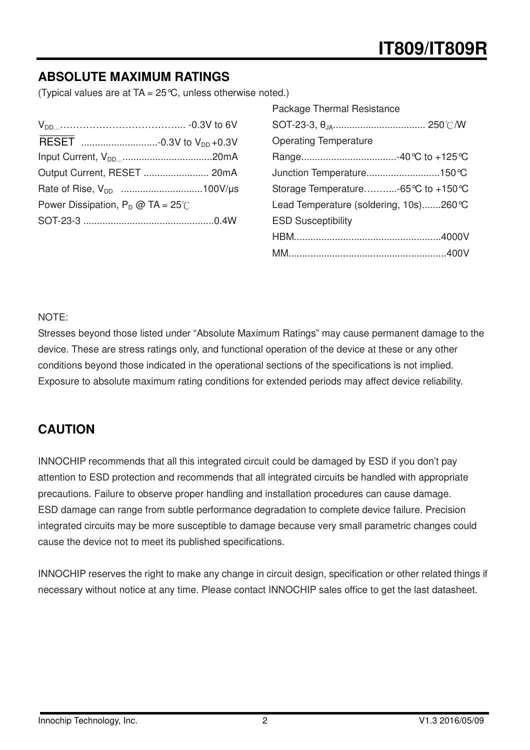## ABSOLUTE MAXIMUM RATINGS

(Typical values are at TA = 25°C, unless otherwise noted.)

$V_{DD}$………………………………... -0.3V to 6V

$\overline{RESET}$ ............................-0.3V to $V_{DD}$+0.3V

Input Current, $V_{DD}$.................................20mA

Output Current, RESET ........................ 20mA

Rate of Rise, $V_{DD}$ ..............................100V/μs

Power Dissipation, $P_D$ @ TA = 25℃

SOT-23-3 ................................................0.4W

Package Thermal Resistance

SOT-23-3, $\theta_{JA}$.................................. 250℃/W

Operating Temperature

Range...................................-40°C to +125°C

Junction Temperature...........................150°C

Storage Temperature………...-65°C to +150°C

Lead Temperature (soldering, 10s).......260°C

ESD Susceptibility

HBM.....................................................4000V

MM.........................................................400V

NOTE:

Stresses beyond those listed under "Absolute Maximum Ratings" may cause permanent damage to the device. These are stress ratings only, and functional operation of the device at these or any other conditions beyond those indicated in the operational sections of the specifications is not implied. Exposure to absolute maximum rating conditions for extended periods may affect device reliability.

## CAUTION

INNOCHIP recommends that all this integrated circuit could be damaged by ESD if you don't pay attention to ESD protection and recommends that all integrated circuits be handled with appropriate precautions. Failure to observe proper handling and installation procedures can cause damage. ESD damage can range from subtle performance degradation to complete device failure. Precision integrated circuits may be more susceptible to damage because very small parametric changes could cause the device not to meet its published specifications.

INNOCHIP reserves the right to make any change in circuit design, specification or other related things if necessary without notice at any time. Please contact INNOCHIP sales office to get the last datasheet.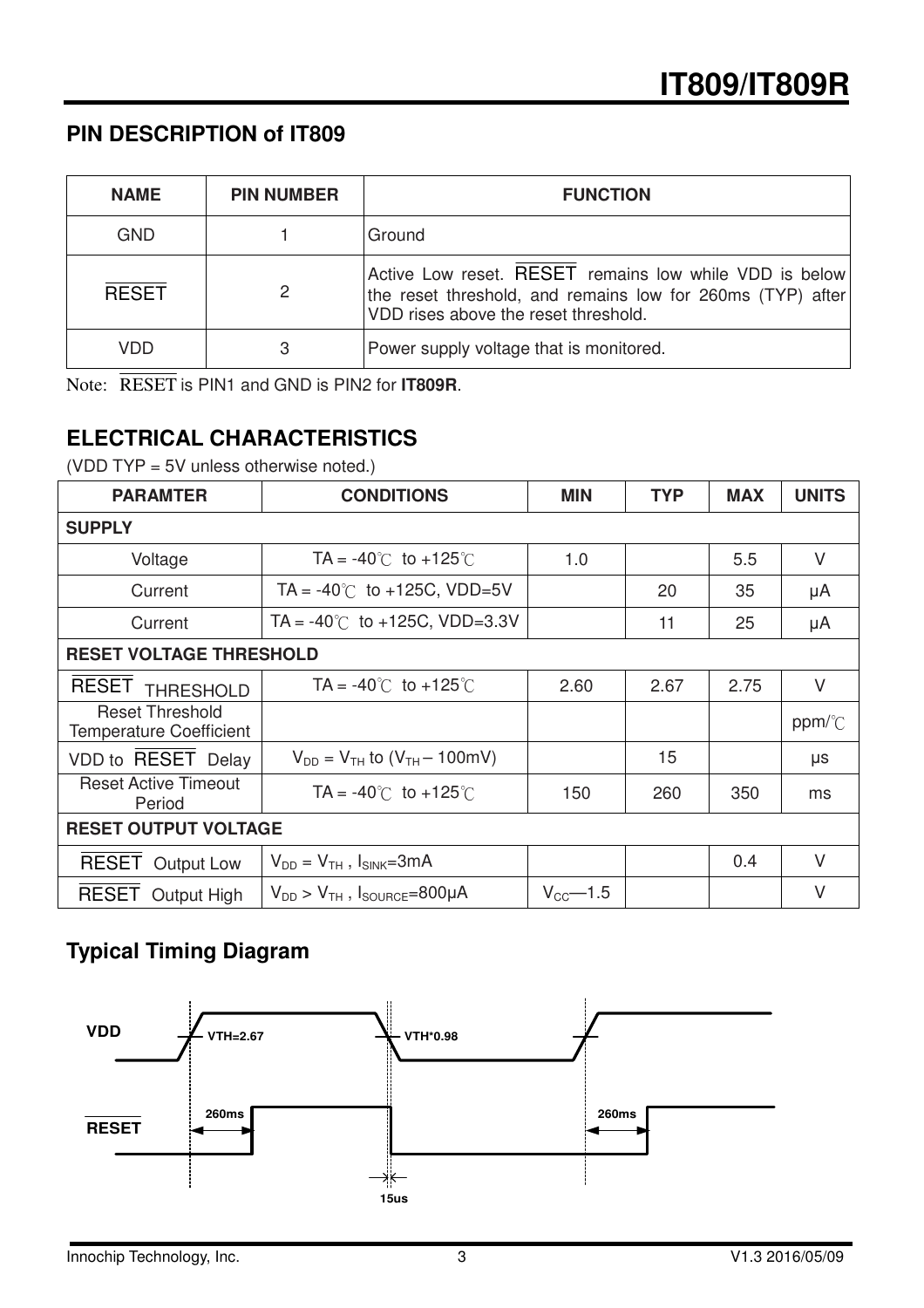## PIN DESCRIPTION of IT809

| NAME | PIN NUMBER | FUNCTION |
|---|---|---|
| GND | 1 | Ground |
| $\overline{RESET}$ | 2 | Active Low reset. $\overline{RESET}$ remains low while VDD is below the reset threshold, and remains low for 260ms (TYP) after VDD rises above the reset threshold. |
| VDD | 3 | Power supply voltage that is monitored. |

Note: $\overline{RESET}$ is PIN1 and GND is PIN2 for **IT809R**.

## ELECTRICAL CHARACTERISTICS

(VDD TYP = 5V unless otherwise noted.)

| PARAMTER | CONDITIONS | MIN | TYP | MAX | UNITS |
|---|---|---|---|---|---|
| **SUPPLY** | | | | | |
| Voltage | TA = -40℃ to +125℃ | 1.0 | | 5.5 | V |
| Current | TA = -40℃ to +125C, VDD=5V | | 20 | 35 | μA |
| Current | TA = -40℃ to +125C, VDD=3.3V | | 11 | 25 | μA |
| **RESET VOLTAGE THRESHOLD** | | | | | |
| $\overline{RESET}$ THRESHOLD | TA = -40℃ to +125℃ | 2.60 | 2.67 | 2.75 | V |
| Reset Threshold Temperature Coefficient | | | | | ppm/℃ |
| VDD to $\overline{RESET}$ Delay | $V_{DD} = V_{TH}$ to $(V_{TH} - 100mV)$ | | 15 | | μs |
| Reset Active Timeout Period | TA = -40℃ to +125℃ | 150 | 260 | 350 | ms |
| **RESET OUTPUT VOLTAGE** | | | | | |
| $\overline{RESET}$ Output Low | $V_{DD} = V_{TH}$ , $I_{SINK}$=3mA | | | 0.4 | V |
| $\overline{RESET}$ Output High | $V_{DD} > V_{TH}$ , $I_{SOURCE}$=800μA | $V_{CC}$—1.5 | | | V |

## Typical Timing Diagram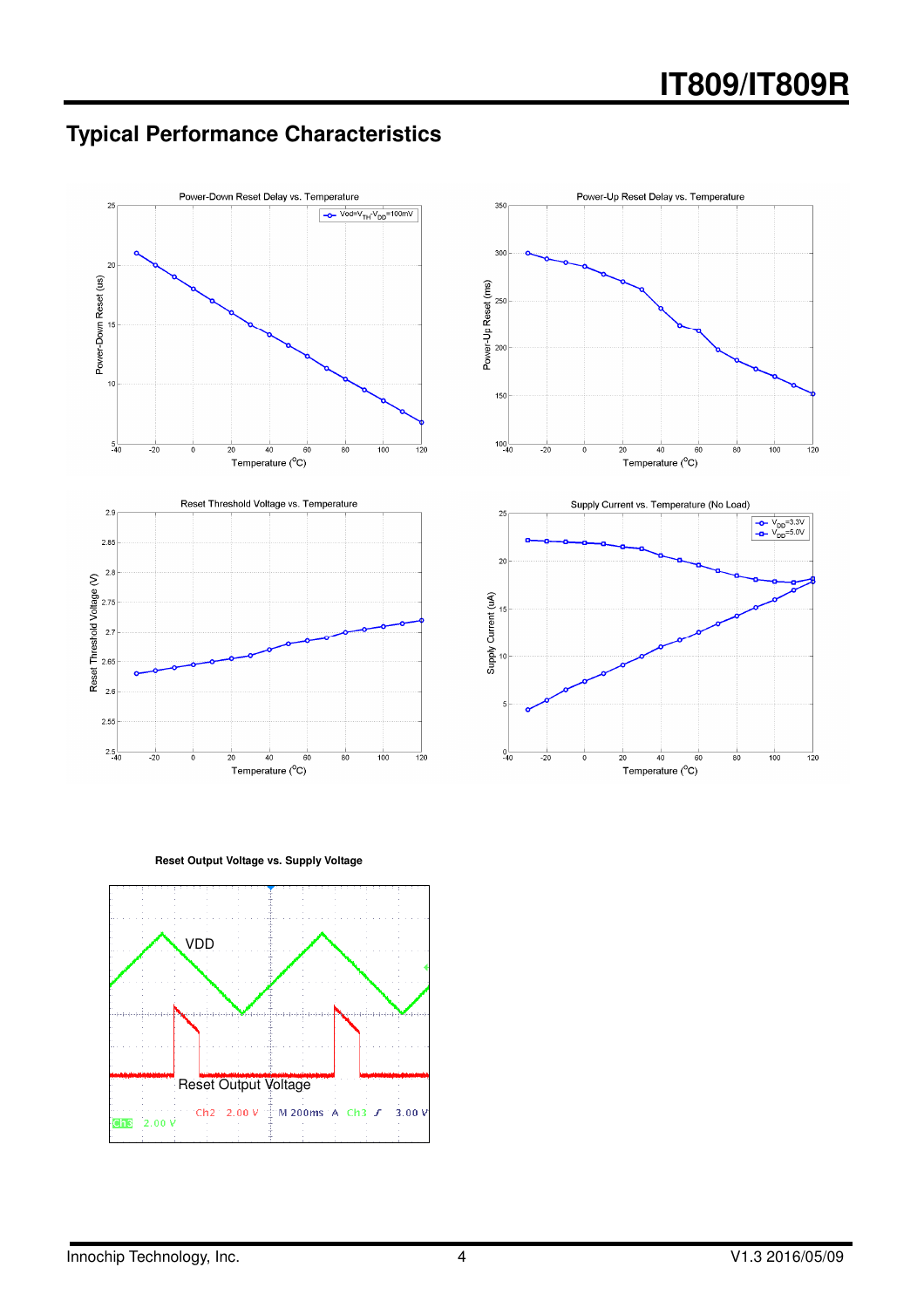## Typical Performance Characteristics

Power-Down Reset Delay vs. Temperature

Power-Up Reset Delay vs. Temperature

Reset Threshold Voltage vs. Temperature

Supply Current vs. Temperature (No Load)

**Reset Output Voltage vs. Supply Voltage**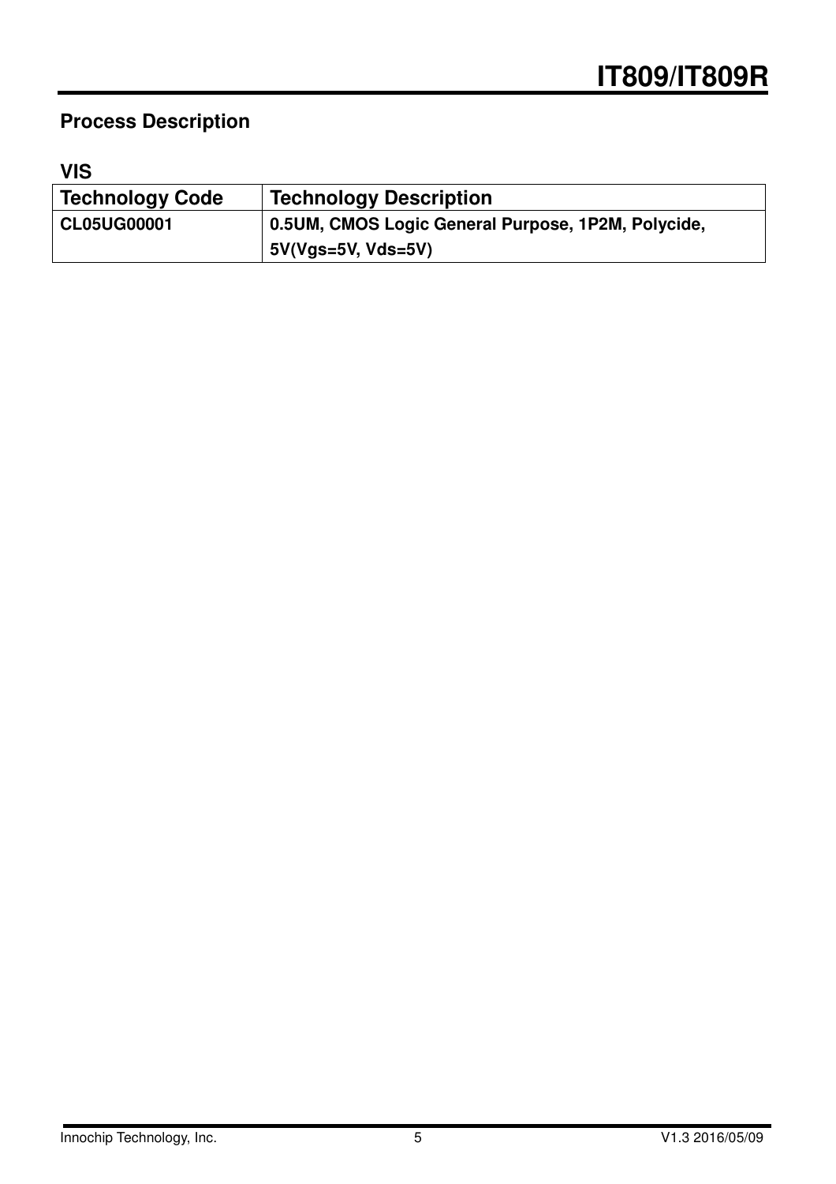## Process Description

### VIS

| Technology Code | Technology Description |
|---|---|
| CL05UG00001 | 0.5UM, CMOS Logic General Purpose, 1P2M, Polycide, 5V(Vgs=5V, Vds=5V) |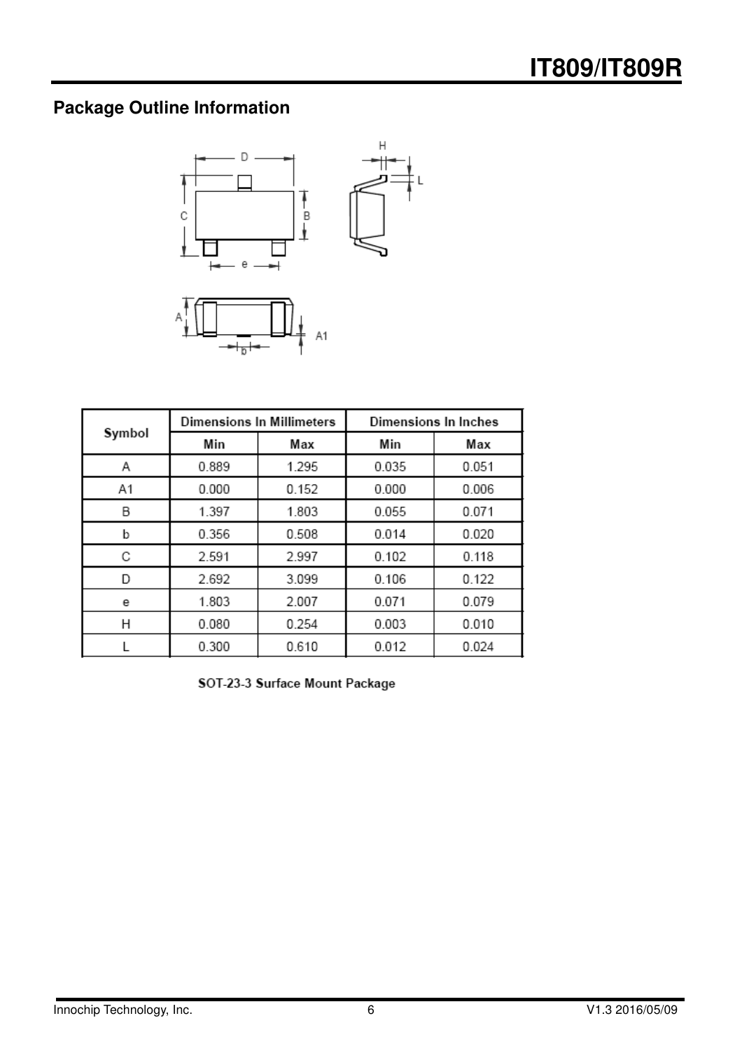## Package Outline Information

| Symbol | Dimensions In Millimeters | | Dimensions In Inches | |
|---|---|---|---|---|
| | Min | Max | Min | Max |
| A | 0.889 | 1.295 | 0.035 | 0.051 |
| A1 | 0.000 | 0.152 | 0.000 | 0.006 |
| B | 1.397 | 1.803 | 0.055 | 0.071 |
| b | 0.356 | 0.508 | 0.014 | 0.020 |
| C | 2.591 | 2.997 | 0.102 | 0.118 |
| D | 2.692 | 3.099 | 0.106 | 0.122 |
| e | 1.803 | 2.007 | 0.071 | 0.079 |
| H | 0.080 | 0.254 | 0.003 | 0.010 |
| L | 0.300 | 0.610 | 0.012 | 0.024 |

SOT-23-3 Surface Mount Package